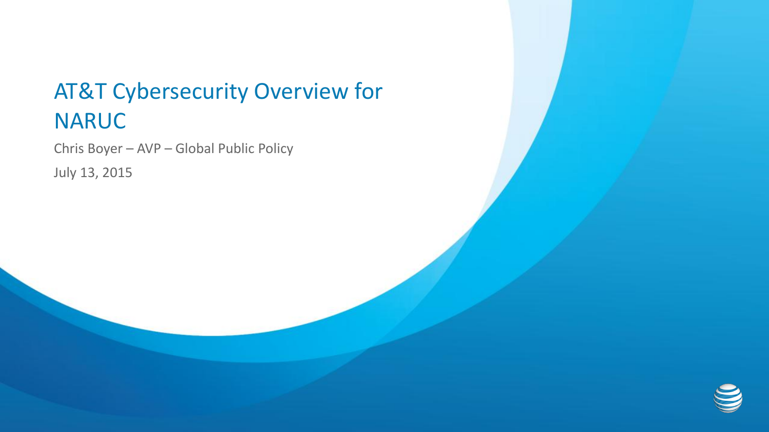# AT&T Cybersecurity Overview for NARUC

Chris Boyer – AVP – Global Public Policy

July 13, 2015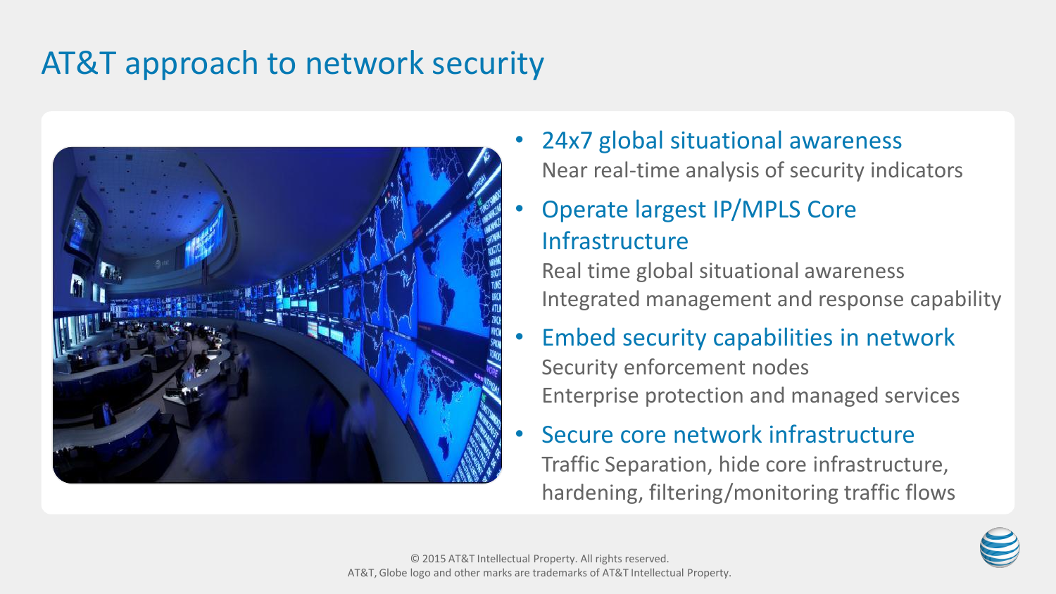# AT&T approach to network security

- 24x7 global situational awareness
  - Near real-time analysis of security indicators
- Operate largest IP/MPLS Core Infrastructure
  - Real time global situational awareness
  - Integrated management and response capability
- Embed security capabilities in network
  - Security enforcement nodes
  - Enterprise protection and managed services
- Secure core network infrastructure
  - Traffic Separation, hide core infrastructure, hardening, filtering/monitoring traffic flows

© 2015 AT&T Intellectual Property. All rights reserved.
AT&T, Globe logo and other marks are trademarks of AT&T Intellectual Property.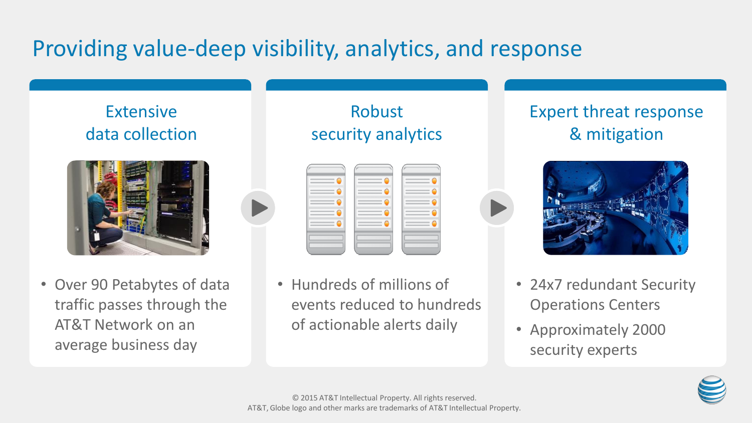# Providing value-deep visibility, analytics, and response

## Extensive data collection

- Over 90 Petabytes of data traffic passes through the AT&T Network on an average business day

## Robust security analytics

- Hundreds of millions of events reduced to hundreds of actionable alerts daily

## Expert threat response & mitigation

- 24x7 redundant Security Operations Centers
- Approximately 2000 security experts

© 2015 AT&T Intellectual Property. All rights reserved.
AT&T, Globe logo and other marks are trademarks of AT&T Intellectual Property.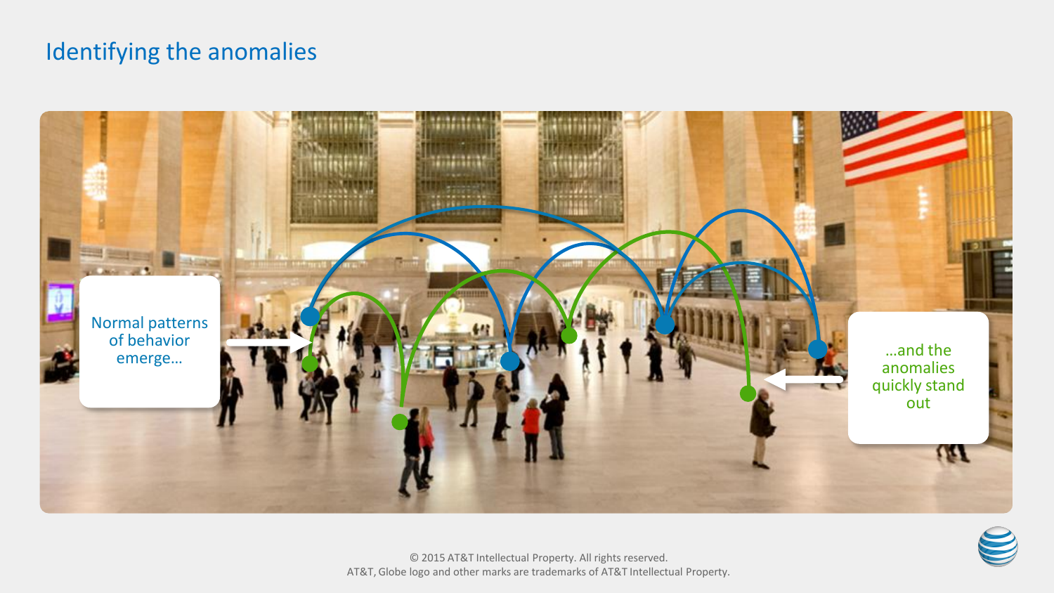# Identifying the anomalies

Normal patterns of behavior emerge…

…and the anomalies quickly stand out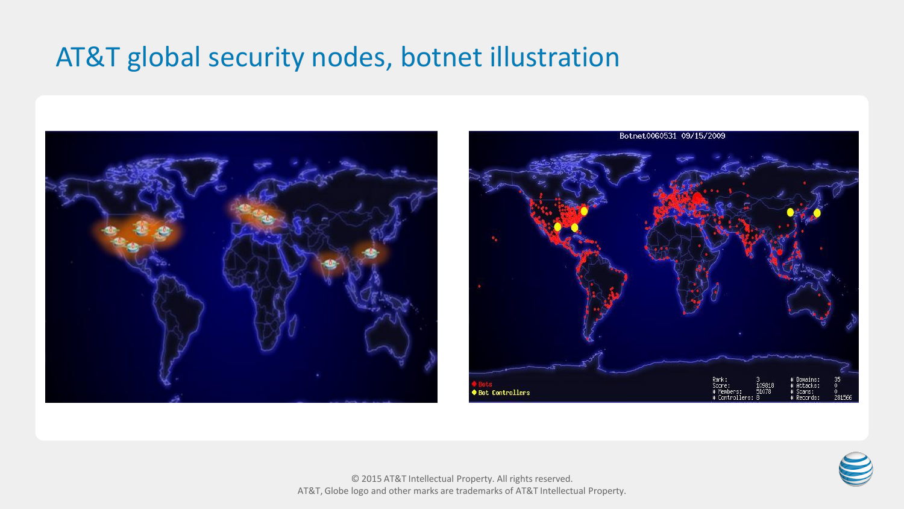# AT&T global security nodes, botnet illustration

Botnet0060531 09/15/2009

Bots
Bot Controllers

Rank: 3
Score: 109818
# Members: 51078
# Controllers: 8
# Domains: 35
# Attacks: 0
# Scans: 0
# Records: 281566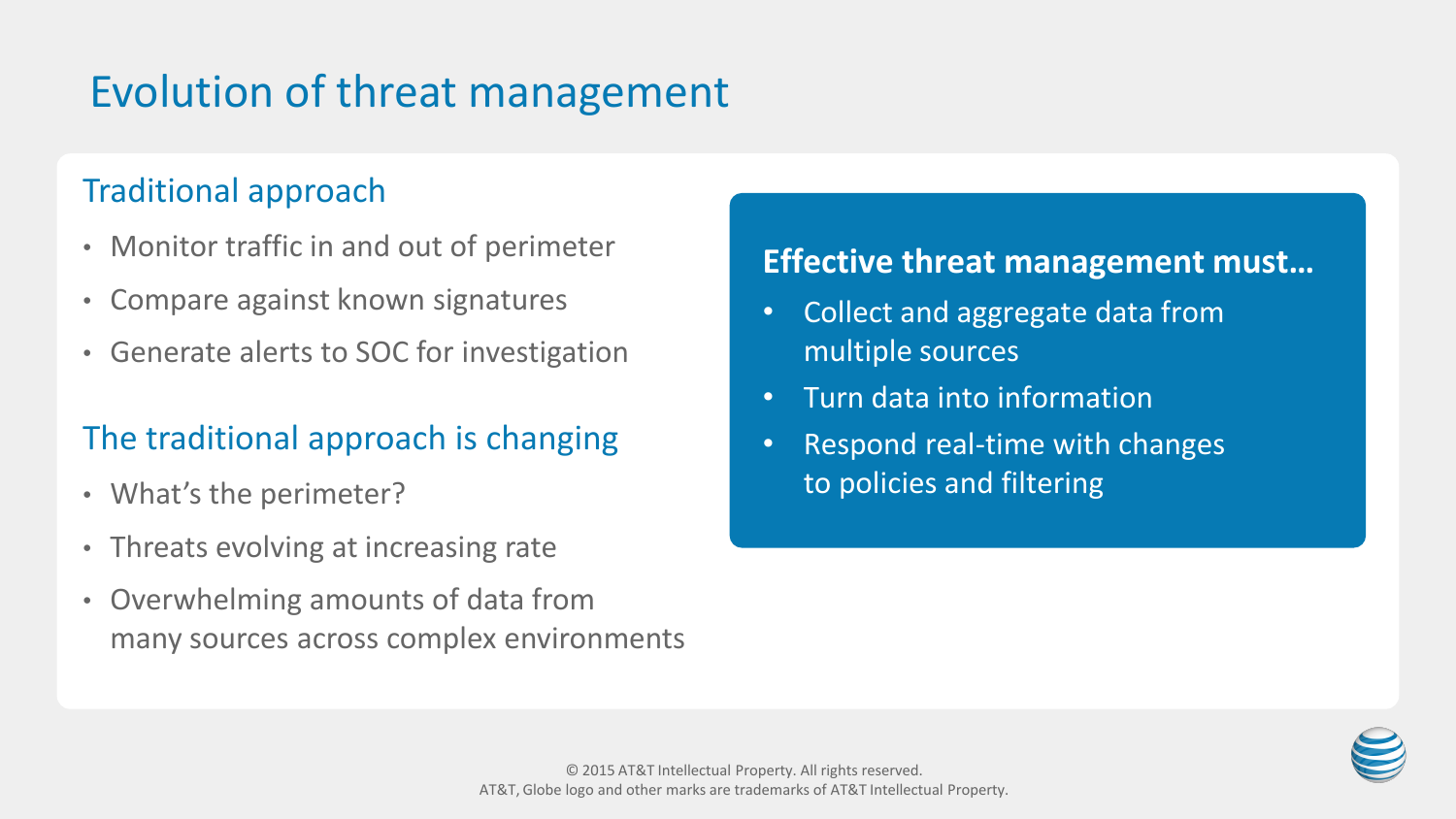# Evolution of threat management

## Traditional approach

- Monitor traffic in and out of perimeter
- Compare against known signatures
- Generate alerts to SOC for investigation

## The traditional approach is changing

- What's the perimeter?
- Threats evolving at increasing rate
- Overwhelming amounts of data from many sources across complex environments

**Effective threat management must…**

- Collect and aggregate data from multiple sources
- Turn data into information
- Respond real-time with changes to policies and filtering

© 2015 AT&T Intellectual Property. All rights reserved.
AT&T, Globe logo and other marks are trademarks of AT&T Intellectual Property.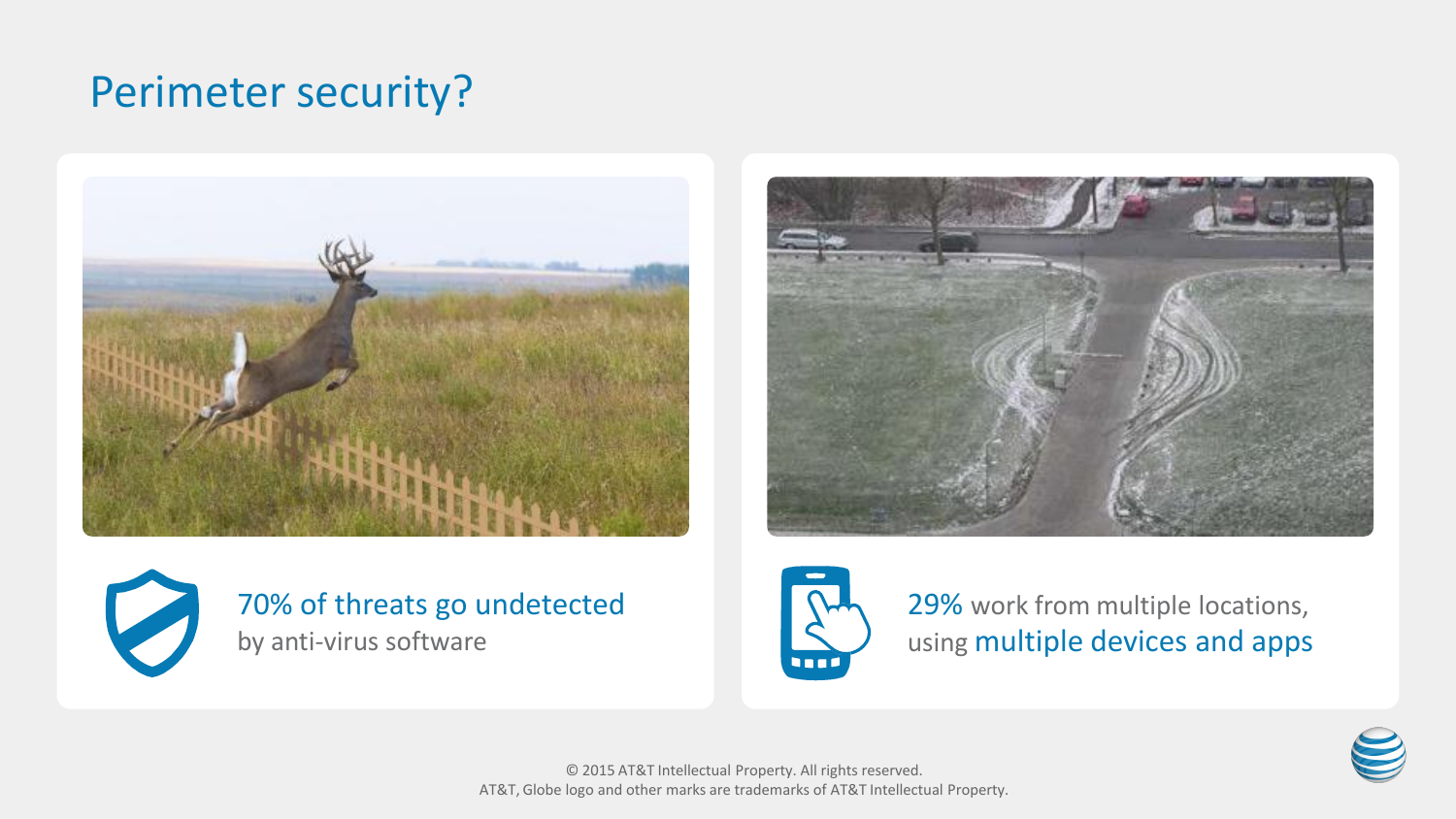# Perimeter security?

70% of threats go undetected by anti-virus software

29% work from multiple locations, using multiple devices and apps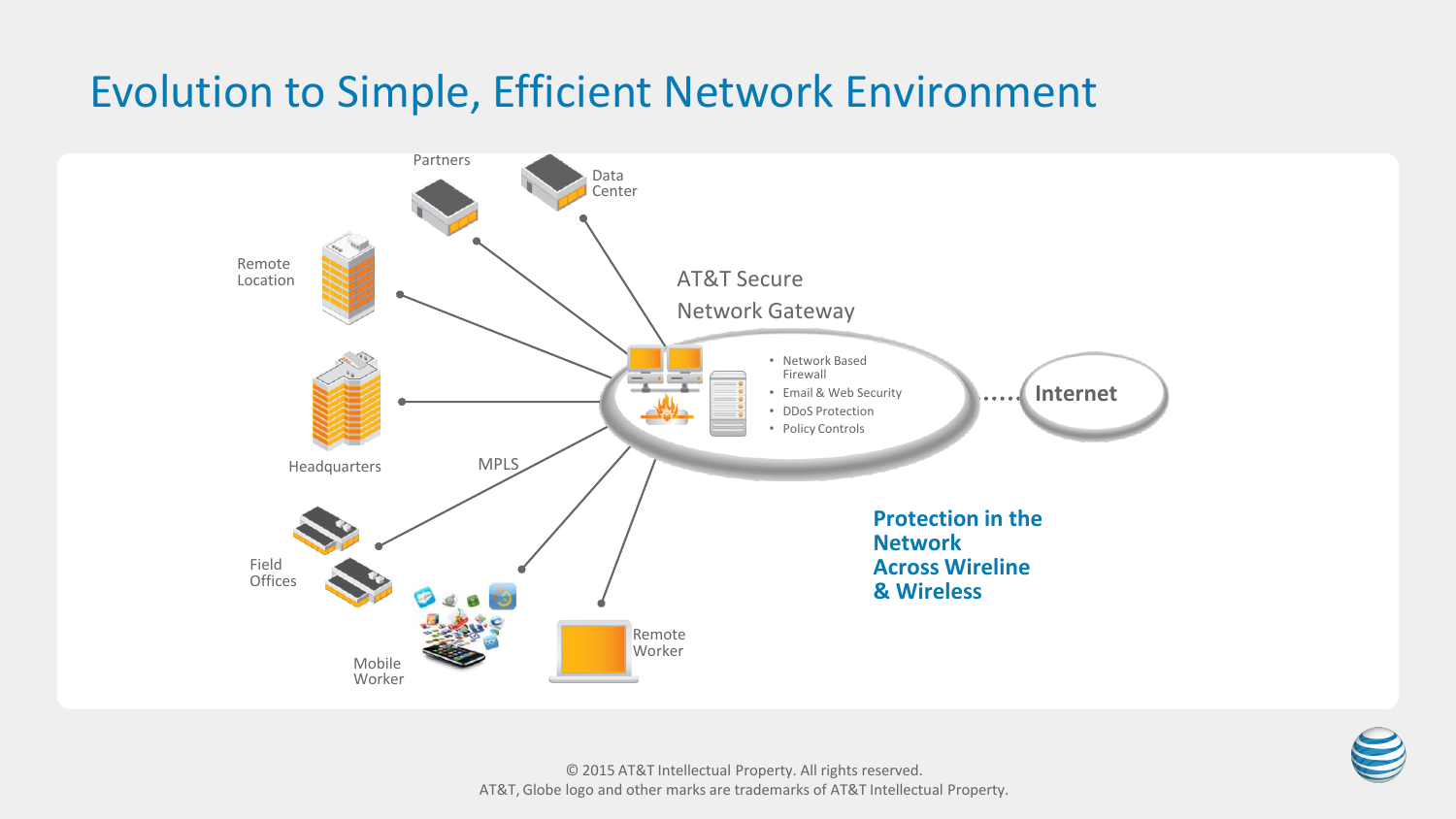# Evolution to Simple, Efficient Network Environment

Partners

Data Center

Remote Location

Headquarters

MPLS

Field Offices

Mobile Worker

Remote Worker

AT&T Secure Network Gateway

- Network Based Firewall
- Email & Web Security
- DDoS Protection
- Policy Controls

Internet

**Protection in the Network Across Wireline & Wireless**

© 2015 AT&T Intellectual Property. All rights reserved.
AT&T, Globe logo and other marks are trademarks of AT&T Intellectual Property.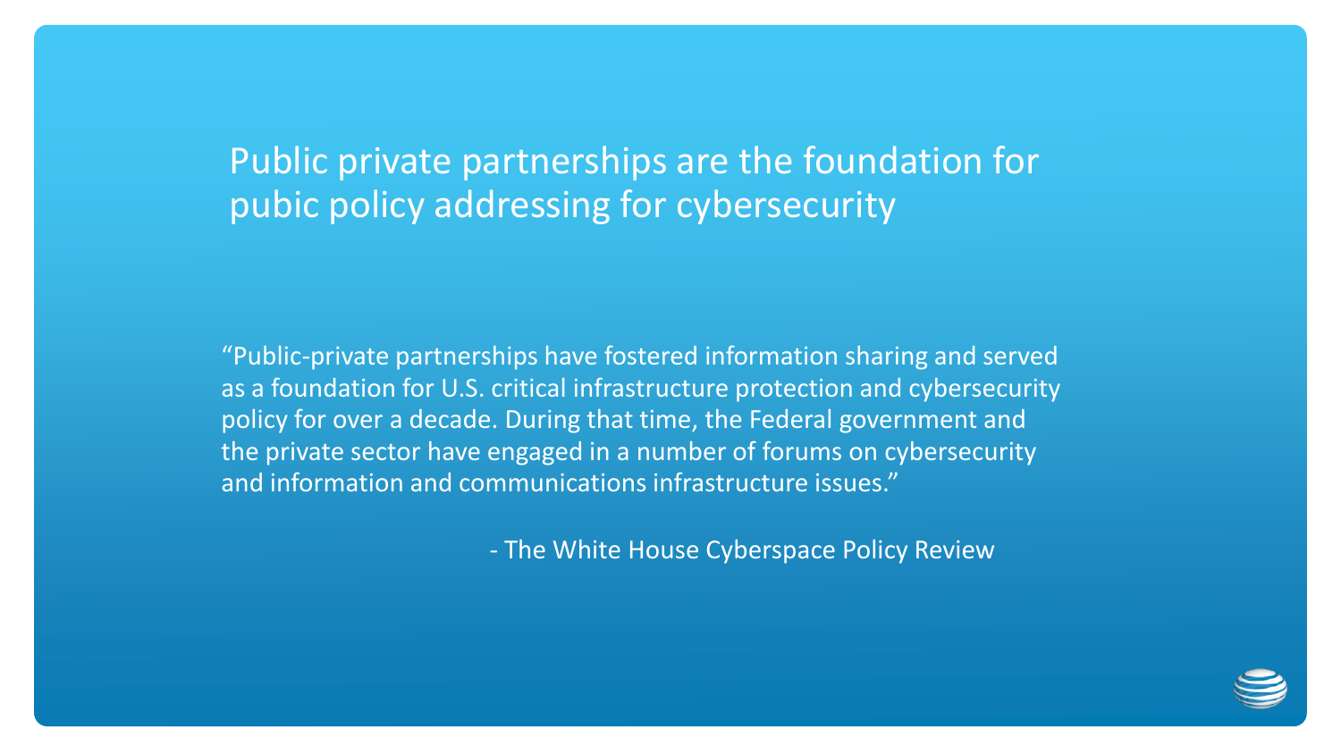# Public private partnerships are the foundation for pubic policy addressing for cybersecurity

"Public-private partnerships have fostered information sharing and served as a foundation for U.S. critical infrastructure protection and cybersecurity policy for over a decade. During that time, the Federal government and the private sector have engaged in a number of forums on cybersecurity and information and communications infrastructure issues."

- The White House Cyberspace Policy Review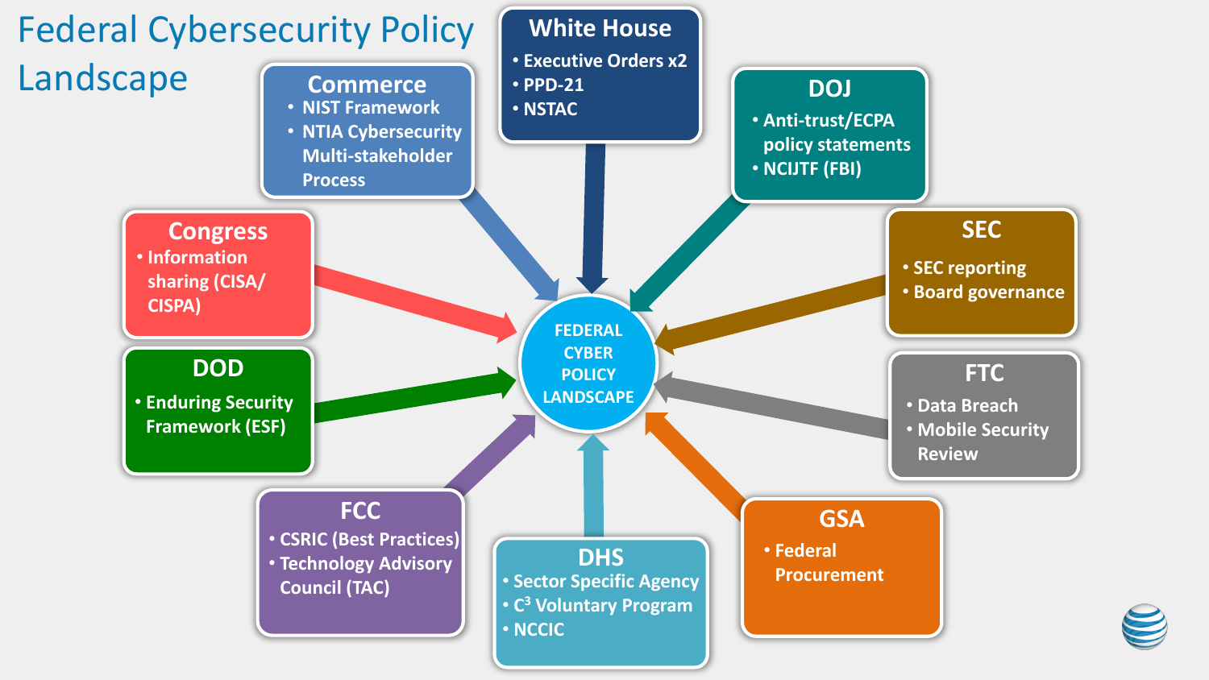# Federal Cybersecurity Policy Landscape

**FEDERAL CYBER POLICY LANDSCAPE**

### White House
- Executive Orders x2
- PPD-21
- NSTAC

### Commerce
- NIST Framework
- NTIA Cybersecurity Multi-stakeholder Process

### DOJ
- Anti-trust/ECPA policy statements
- NCIJTF (FBI)

### Congress
- Information sharing (CISA/ CISPA)

### SEC
- SEC reporting
- Board governance

### DOD
- Enduring Security Framework (ESF)

### FTC
- Data Breach
- Mobile Security Review

### FCC
- CSRIC (Best Practices)
- Technology Advisory Council (TAC)

### DHS
- Sector Specific Agency
- $C^3$ Voluntary Program
- NCCIC

### GSA
- Federal Procurement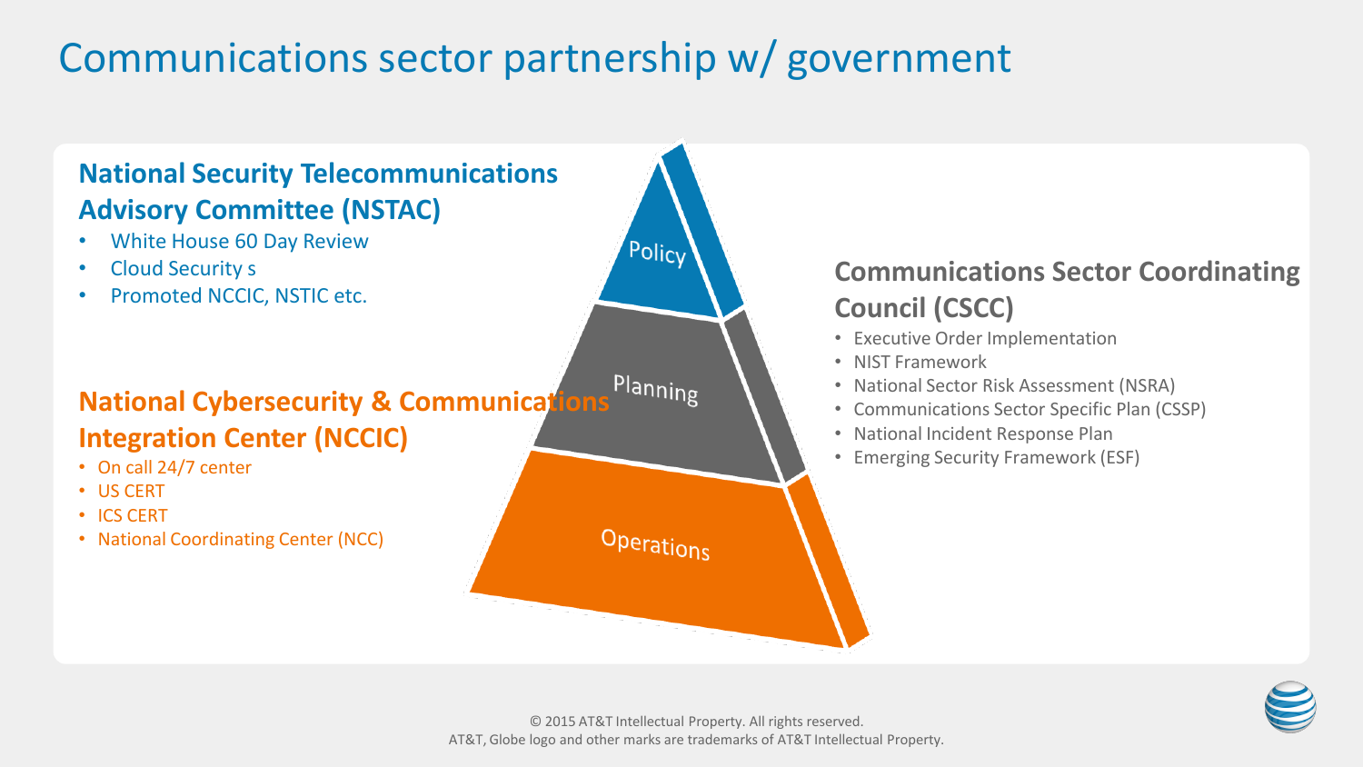# Communications sector partnership w/ government

## National Security Telecommunications Advisory Committee (NSTAC)

- White House 60 Day Review
- Cloud Security s
- Promoted NCCIC, NSTIC etc.

## National Cybersecurity & Communications Integration Center (NCCIC)

- On call 24/7 center
- US CERT
- ICS CERT
- National Coordinating Center (NCC)

Policy

Planning

Operations

## Communications Sector Coordinating Council (CSCC)

- Executive Order Implementation
- NIST Framework
- National Sector Risk Assessment (NSRA)
- Communications Sector Specific Plan (CSSP)
- National Incident Response Plan
- Emerging Security Framework (ESF)

© 2015 AT&T Intellectual Property. All rights reserved.
AT&T, Globe logo and other marks are trademarks of AT&T Intellectual Property.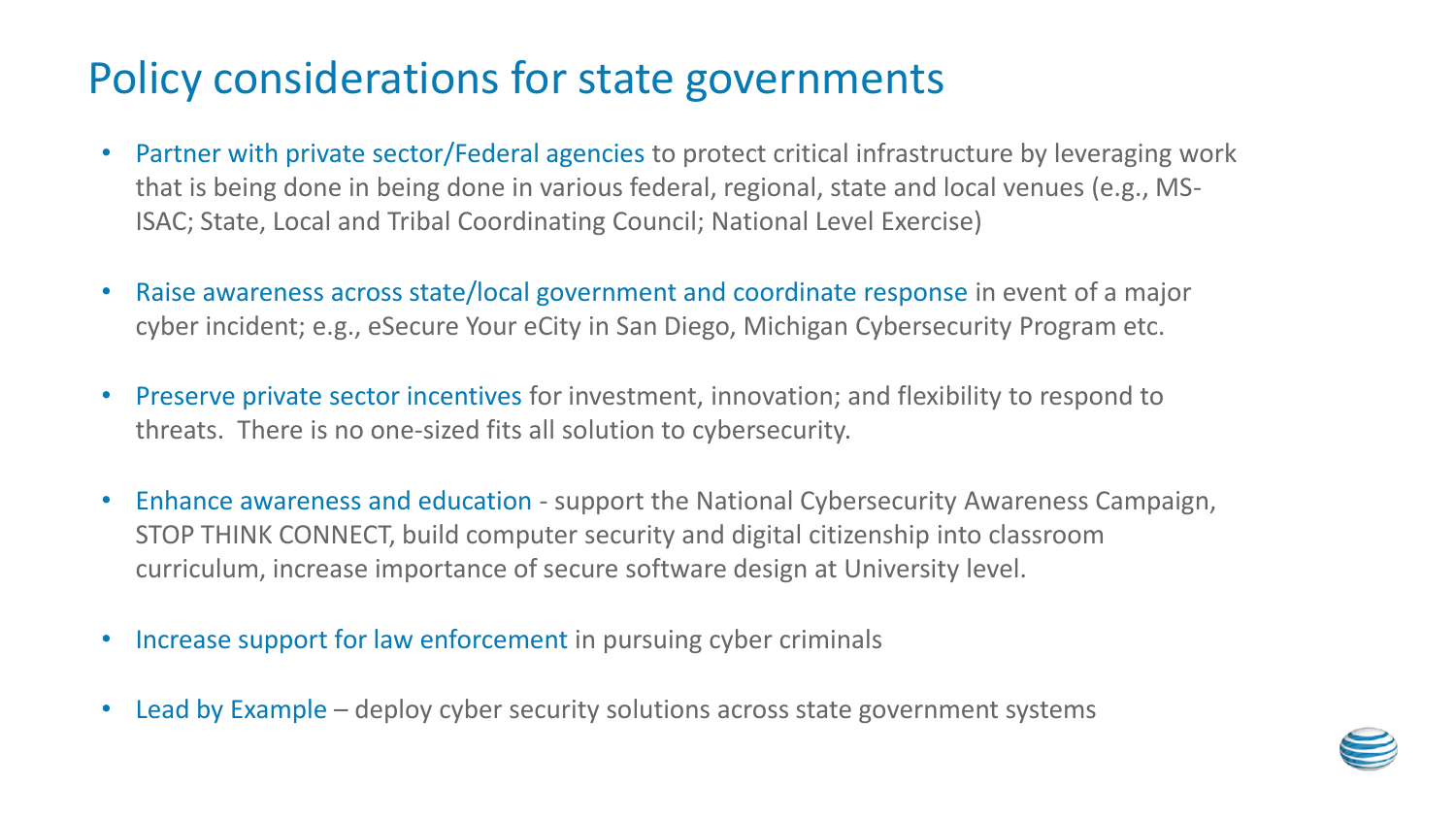# Policy considerations for state governments

- Partner with private sector/Federal agencies to protect critical infrastructure by leveraging work that is being done in being done in various federal, regional, state and local venues (e.g., MS-ISAC; State, Local and Tribal Coordinating Council; National Level Exercise)

- Raise awareness across state/local government and coordinate response in event of a major cyber incident; e.g., eSecure Your eCity in San Diego, Michigan Cybersecurity Program etc.

- Preserve private sector incentives for investment, innovation; and flexibility to respond to threats. There is no one-sized fits all solution to cybersecurity.

- Enhance awareness and education - support the National Cybersecurity Awareness Campaign, STOP THINK CONNECT, build computer security and digital citizenship into classroom curriculum, increase importance of secure software design at University level.

- Increase support for law enforcement in pursuing cyber criminals

- Lead by Example – deploy cyber security solutions across state government systems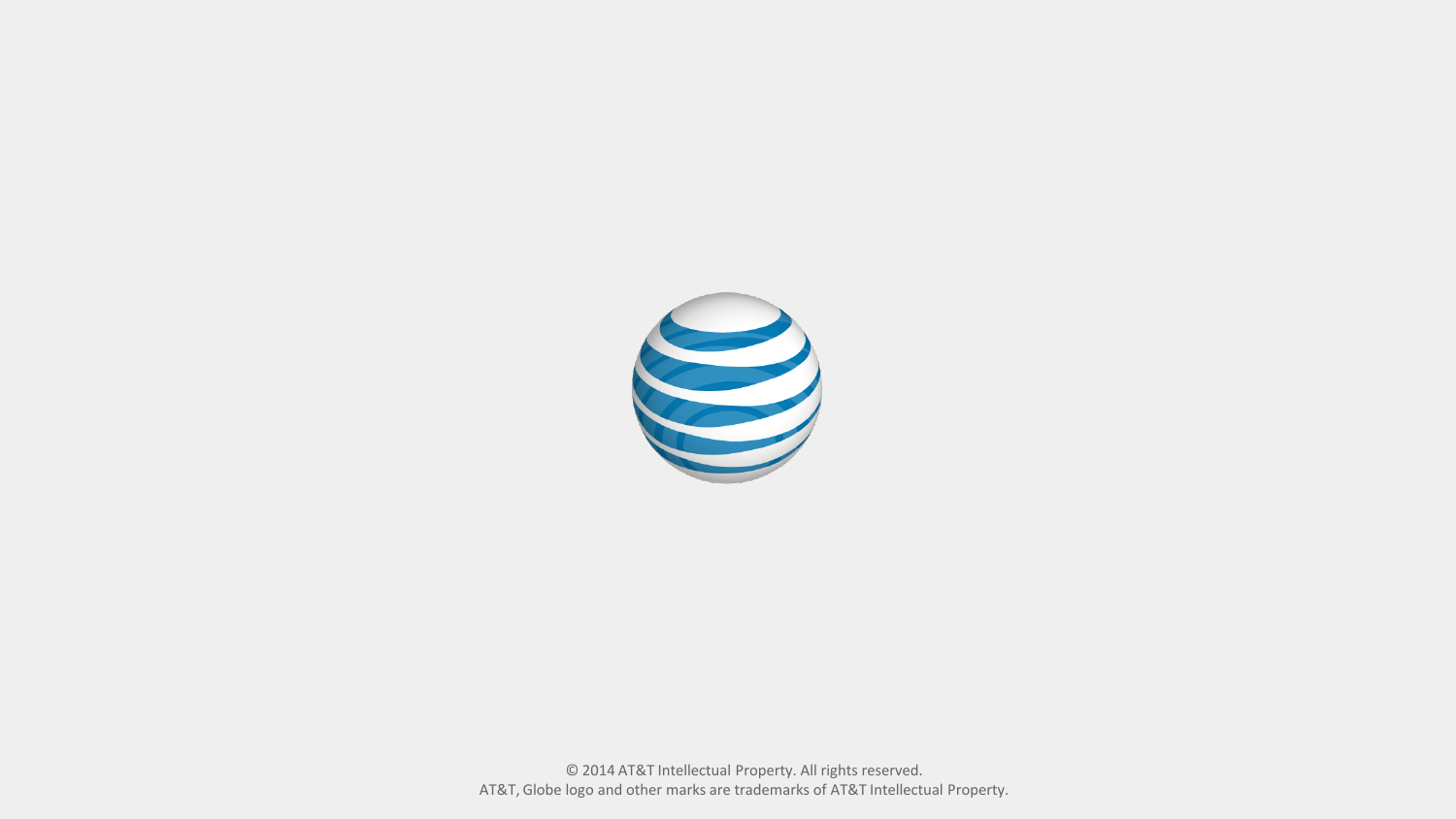© 2014 AT&T Intellectual Property. All rights reserved.
AT&T, Globe logo and other marks are trademarks of AT&T Intellectual Property.